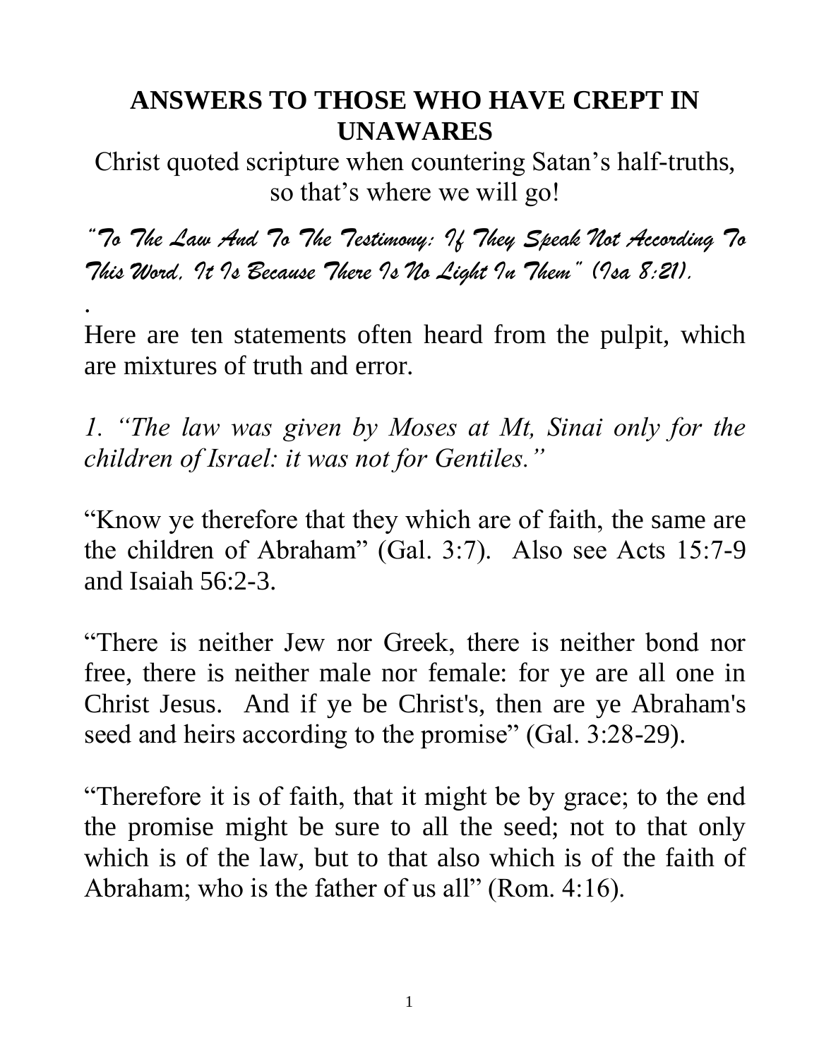# ANSWERS TO THOSE WHO HAVE CREPT IN UNAWARES

Christ quoted scripture when countering Satan's half-truths, so that's where we will go!

*"To The Law And To The Testimony: If They Speak Not According To This Word, It Is Because There Is No Light In Them" (Isa 8:21).*

.

Here are ten statements often heard from the pulpit, which are mixtures of truth and error.

*1. "The law was given by Moses at Mt, Sinai only for the children of Israel: it was not for Gentiles."*

"Know ye therefore that they which are of faith, the same are the children of Abraham" (Gal. 3:7). Also see Acts 15:7-9 and Isaiah 56:2-3.

"There is neither Jew nor Greek, there is neither bond nor free, there is neither male nor female: for ye are all one in Christ Jesus. And if ye be Christ's, then are ye Abraham's seed and heirs according to the promise" (Gal. 3:28-29).

"Therefore it is of faith, that it might be by grace; to the end the promise might be sure to all the seed; not to that only which is of the law, but to that also which is of the faith of Abraham; who is the father of us all" (Rom. 4:16).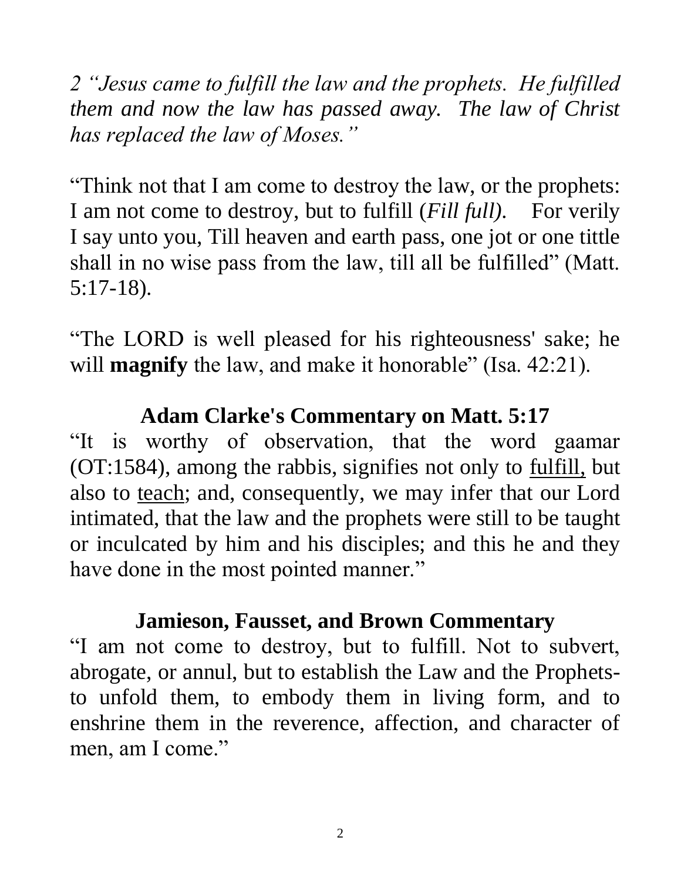*2 "Jesus came to fulfill the law and the prophets. He fulfilled them and now the law has passed away. The law of Christ has replaced the law of Moses."*

"Think not that I am come to destroy the law, or the prophets: I am not come to destroy, but to fulfill (*Fill full).* For verily I say unto you, Till heaven and earth pass, one jot or one tittle shall in no wise pass from the law, till all be fulfilled" (Matt. 5:17-18).

"The LORD is well pleased for his righteousness' sake; he will **magnify** the law, and make it honorable" (Isa. 42:21).

## Adam Clarke's Commentary on Matt. 5:17

"It is worthy of observation, that the word gaamar (OT:1584), among the rabbis, signifies not only to <u>fulfill,</u> but also to <u>teach</u>; and, consequently, we may infer that our Lord intimated, that the law and the prophets were still to be taught or inculcated by him and his disciples; and this he and they have done in the most pointed manner."

## Jamieson, Fausset, and Brown Commentary

"I am not come to destroy, but to fulfill. Not to subvert, abrogate, or annul, but to establish the Law and the Prophets- to unfold them, to embody them in living form, and to enshrine them in the reverence, affection, and character of men, am I come."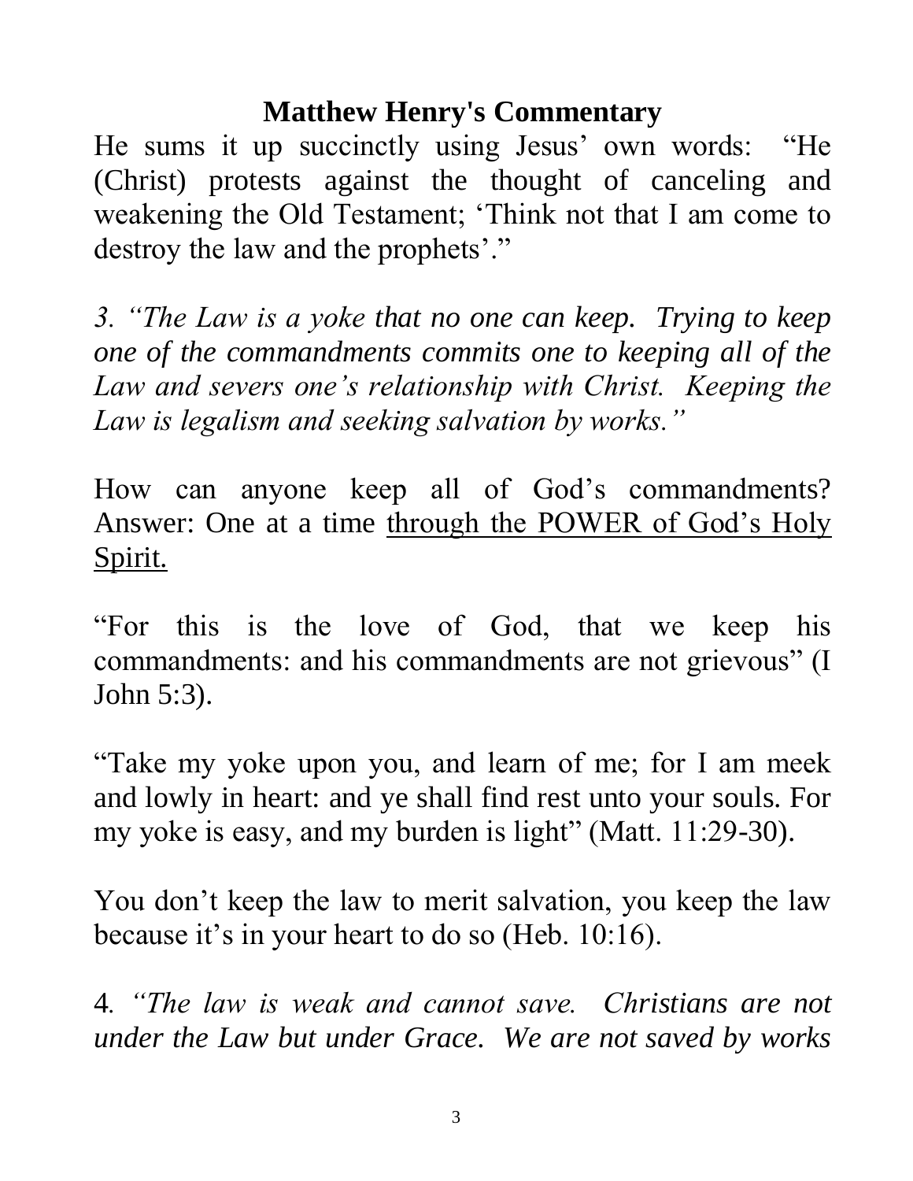## Matthew Henry's Commentary

He sums it up succinctly using Jesus' own words: "He (Christ) protests against the thought of canceling and weakening the Old Testament; 'Think not that I am come to destroy the law and the prophets'."

*3. "The Law is a yoke that no one can keep. Trying to keep one of the commandments commits one to keeping all of the Law and severs one's relationship with Christ. Keeping the Law is legalism and seeking salvation by works."*

How can anyone keep all of God's commandments? Answer: One at a time <u>through the POWER of God's Holy Spirit.</u>

"For this is the love of God, that we keep his commandments: and his commandments are not grievous" (I John 5:3).

"Take my yoke upon you, and learn of me; for I am meek and lowly in heart: and ye shall find rest unto your souls. For my yoke is easy, and my burden is light" (Matt. 11:29-30).

You don't keep the law to merit salvation, you keep the law because it's in your heart to do so (Heb. 10:16).

4. *"The law is weak and cannot save. Christians are not under the Law but under Grace. We are not saved by works*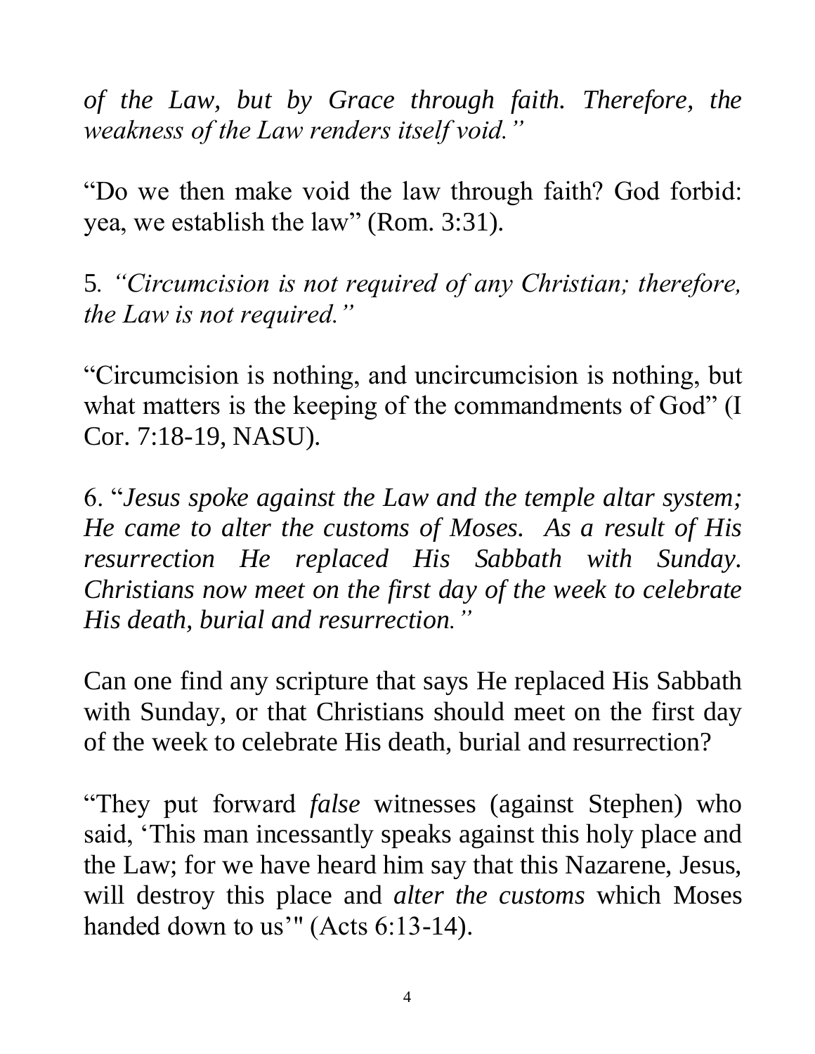*of the Law, but by Grace through faith. Therefore, the weakness of the Law renders itself void."*

"Do we then make void the law through faith? God forbid: yea, we establish the law" (Rom. 3:31).

5. *"Circumcision is not required of any Christian; therefore, the Law is not required."*

"Circumcision is nothing, and uncircumcision is nothing, but what matters is the keeping of the commandments of God" (I Cor. 7:18-19, NASU).

6. "*Jesus spoke against the Law and the temple altar system; He came to alter the customs of Moses. As a result of His resurrection He replaced His Sabbath with Sunday. Christians now meet on the first day of the week to celebrate His death, burial and resurrection."*

Can one find any scripture that says He replaced His Sabbath with Sunday, or that Christians should meet on the first day of the week to celebrate His death, burial and resurrection?

"They put forward *false* witnesses (against Stephen) who said, 'This man incessantly speaks against this holy place and the Law; for we have heard him say that this Nazarene, Jesus, will destroy this place and *alter the customs* which Moses handed down to us'" (Acts 6:13-14).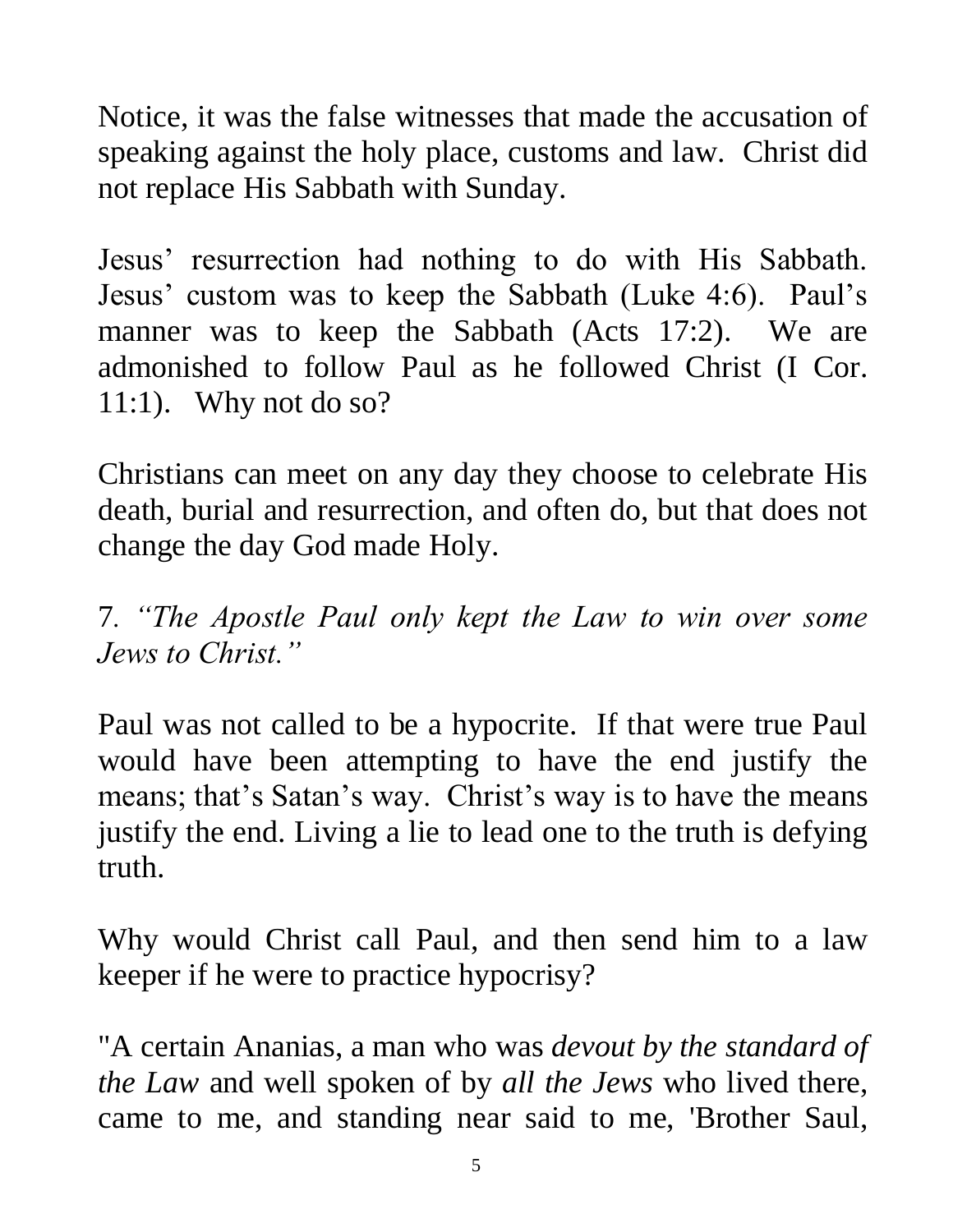Notice, it was the false witnesses that made the accusation of speaking against the holy place, customs and law. Christ did not replace His Sabbath with Sunday.

Jesus' resurrection had nothing to do with His Sabbath. Jesus' custom was to keep the Sabbath (Luke 4:6). Paul's manner was to keep the Sabbath (Acts 17:2). We are admonished to follow Paul as he followed Christ (I Cor. 11:1). Why not do so?

Christians can meet on any day they choose to celebrate His death, burial and resurrection, and often do, but that does not change the day God made Holy.

7. *"The Apostle Paul only kept the Law to win over some Jews to Christ."*

Paul was not called to be a hypocrite. If that were true Paul would have been attempting to have the end justify the means; that's Satan's way. Christ's way is to have the means justify the end. Living a lie to lead one to the truth is defying truth.

Why would Christ call Paul, and then send him to a law keeper if he were to practice hypocrisy?

"A certain Ananias, a man who was *devout by the standard of the Law* and well spoken of by *all the Jews* who lived there, came to me, and standing near said to me, 'Brother Saul,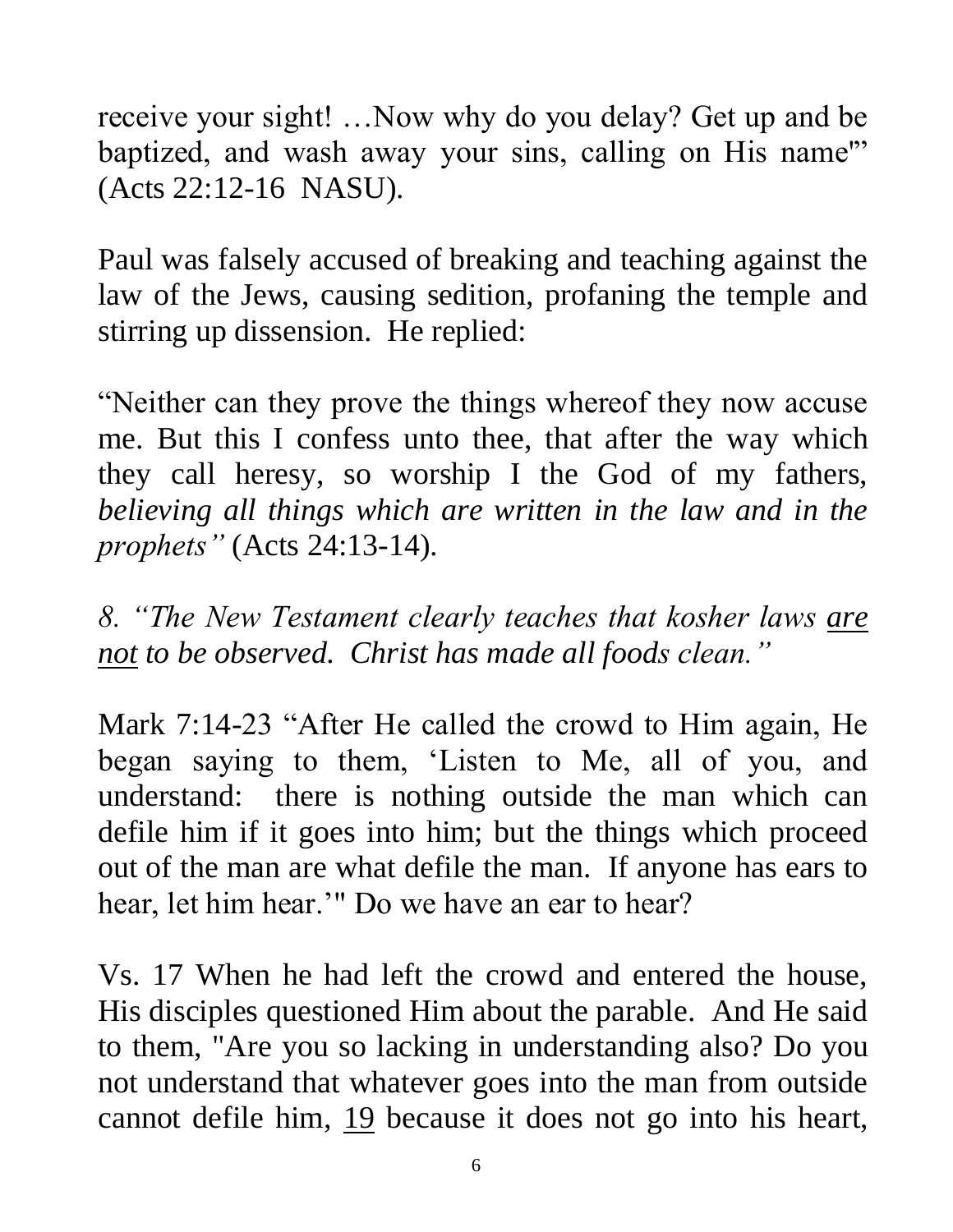receive your sight! …Now why do you delay? Get up and be baptized, and wash away your sins, calling on His name'" (Acts 22:12-16 NASU).

Paul was falsely accused of breaking and teaching against the law of the Jews, causing sedition, profaning the temple and stirring up dissension. He replied:

"Neither can they prove the things whereof they now accuse me. But this I confess unto thee, that after the way which they call heresy, so worship I the God of my fathers, *believing all things which are written in the law and in the prophets"* (Acts 24:13-14).

*8. "The New Testament clearly teaches that kosher laws <u>are not</u> to be observed. Christ has made all foods clean."*

Mark 7:14-23 "After He called the crowd to Him again, He began saying to them, 'Listen to Me, all of you, and understand: there is nothing outside the man which can defile him if it goes into him; but the things which proceed out of the man are what defile the man. If anyone has ears to hear, let him hear.'" Do we have an ear to hear?

Vs. 17 When he had left the crowd and entered the house, His disciples questioned Him about the parable. And He said to them, "Are you so lacking in understanding also? Do you not understand that whatever goes into the man from outside cannot defile him, <u>19</u> because it does not go into his heart,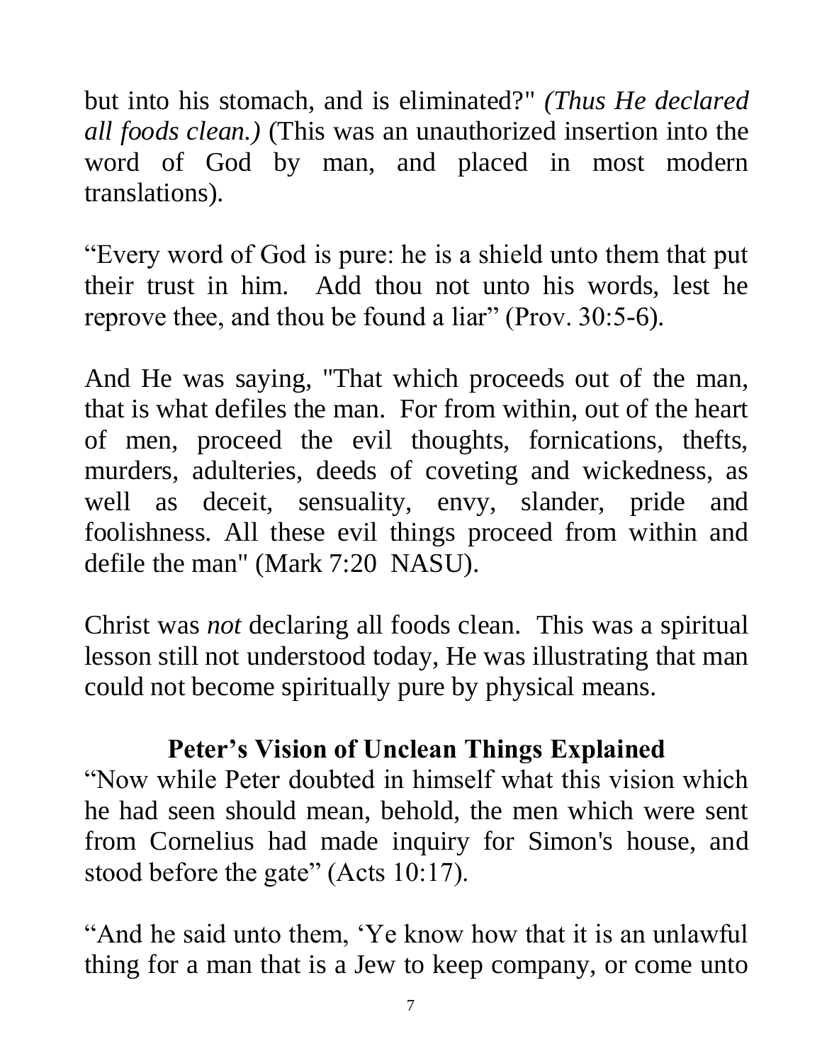but into his stomach, and is eliminated?" *(Thus He declared all foods clean.)* (This was an unauthorized insertion into the word of God by man, and placed in most modern translations).

"Every word of God is pure: he is a shield unto them that put their trust in him. Add thou not unto his words, lest he reprove thee, and thou be found a liar" (Prov. 30:5-6).

And He was saying, "That which proceeds out of the man, that is what defiles the man. For from within, out of the heart of men, proceed the evil thoughts, fornications, thefts, murders, adulteries, deeds of coveting and wickedness, as well as deceit, sensuality, envy, slander, pride and foolishness. All these evil things proceed from within and defile the man" (Mark 7:20 NASU).

Christ was *not* declaring all foods clean. This was a spiritual lesson still not understood today, He was illustrating that man could not become spiritually pure by physical means.

## Peter's Vision of Unclean Things Explained

"Now while Peter doubted in himself what this vision which he had seen should mean, behold, the men which were sent from Cornelius had made inquiry for Simon's house, and stood before the gate" (Acts 10:17).

"And he said unto them, 'Ye know how that it is an unlawful thing for a man that is a Jew to keep company, or come unto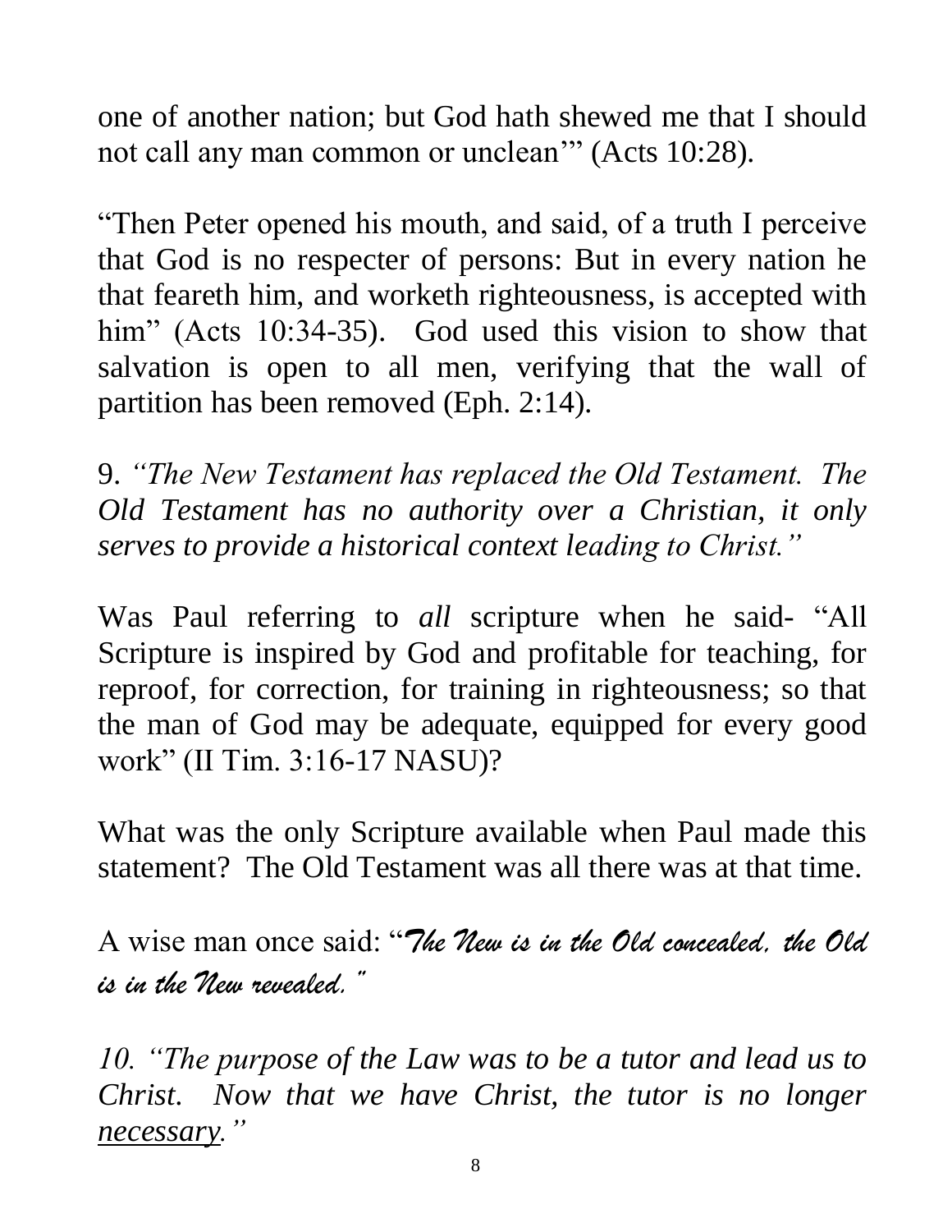one of another nation; but God hath shewed me that I should not call any man common or unclean'" (Acts 10:28).

"Then Peter opened his mouth, and said, of a truth I perceive that God is no respecter of persons: But in every nation he that feareth him, and worketh righteousness, is accepted with him" (Acts 10:34-35). God used this vision to show that salvation is open to all men, verifying that the wall of partition has been removed (Eph. 2:14).

9. *"The New Testament has replaced the Old Testament. The Old Testament has no authority over a Christian, it only serves to provide a historical context leading to Christ."*

Was Paul referring to *all* scripture when he said- "All Scripture is inspired by God and profitable for teaching, for reproof, for correction, for training in righteousness; so that the man of God may be adequate, equipped for every good work" (II Tim. 3:16-17 NASU)?

What was the only Scripture available when Paul made this statement? The Old Testament was all there was at that time.

A wise man once said: "*The New is in the Old concealed, the Old is in the New revealed.*"

*10. "The purpose of the Law was to be a tutor and lead us to Christ. Now that we have Christ, the tutor is no longer <u>necessary</u>."*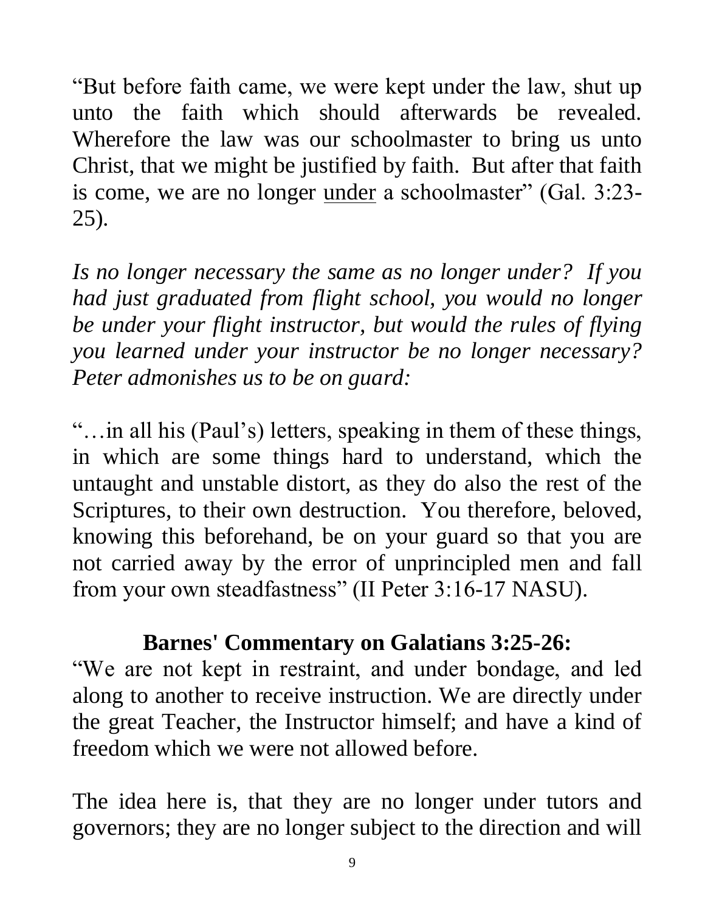"But before faith came, we were kept under the law, shut up unto the faith which should afterwards be revealed. Wherefore the law was our schoolmaster to bring us unto Christ, that we might be justified by faith. But after that faith is come, we are no longer <u>under</u> a schoolmaster" (Gal. 3:23-25).

*Is no longer necessary the same as no longer under? If you had just graduated from flight school, you would no longer be under your flight instructor, but would the rules of flying you learned under your instructor be no longer necessary? Peter admonishes us to be on guard:*

"…in all his (Paul's) letters, speaking in them of these things, in which are some things hard to understand, which the untaught and unstable distort, as they do also the rest of the Scriptures, to their own destruction. You therefore, beloved, knowing this beforehand, be on your guard so that you are not carried away by the error of unprincipled men and fall from your own steadfastness" (II Peter 3:16-17 NASU).

**Barnes' Commentary on Galatians 3:25-26:**

"We are not kept in restraint, and under bondage, and led along to another to receive instruction. We are directly under the great Teacher, the Instructor himself; and have a kind of freedom which we were not allowed before.

The idea here is, that they are no longer under tutors and governors; they are no longer subject to the direction and will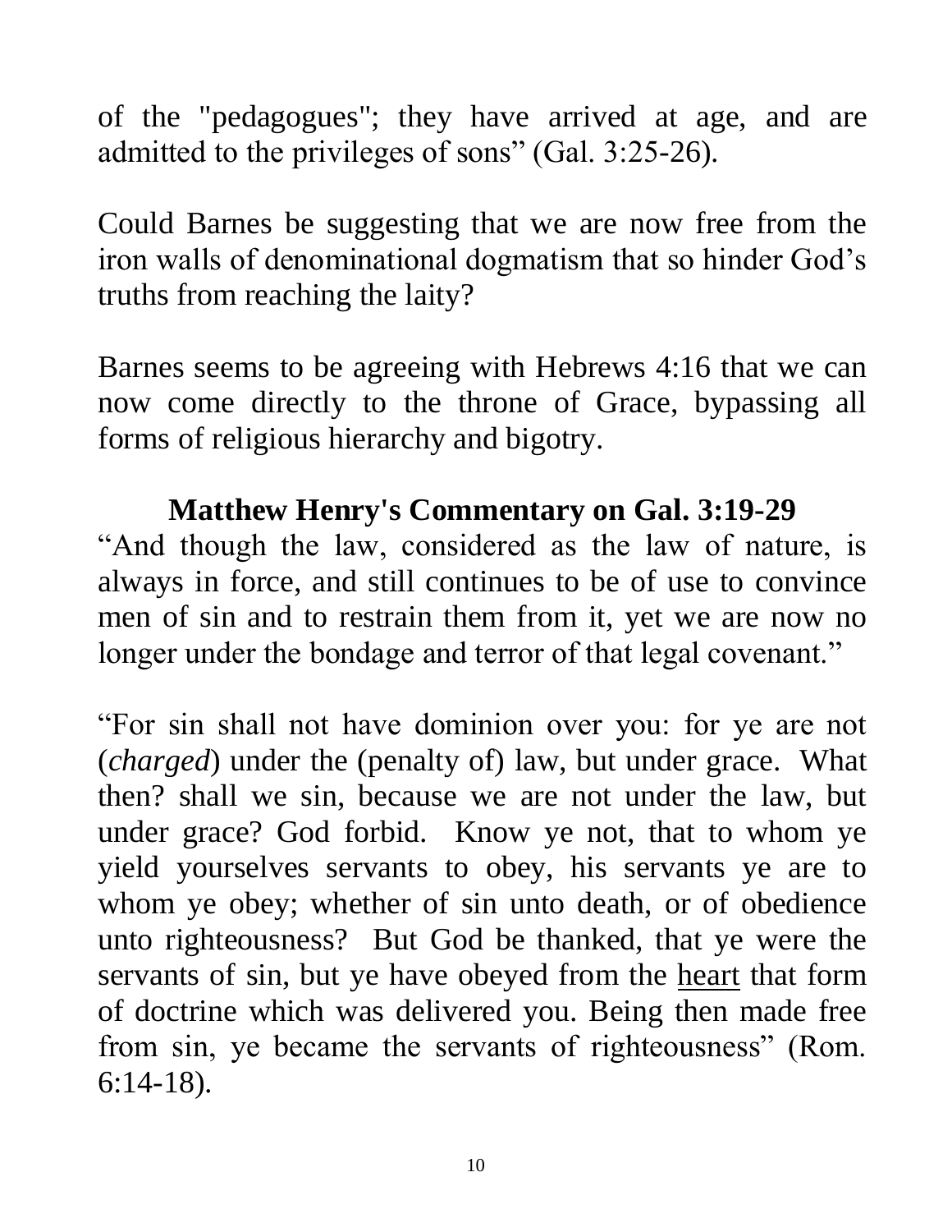of the "pedagogues"; they have arrived at age, and are admitted to the privileges of sons" (Gal. 3:25-26).

Could Barnes be suggesting that we are now free from the iron walls of denominational dogmatism that so hinder God's truths from reaching the laity?

Barnes seems to be agreeing with Hebrews 4:16 that we can now come directly to the throne of Grace, bypassing all forms of religious hierarchy and bigotry.

### Matthew Henry's Commentary on Gal. 3:19-29

"And though the law, considered as the law of nature, is always in force, and still continues to be of use to convince men of sin and to restrain them from it, yet we are now no longer under the bondage and terror of that legal covenant."

"For sin shall not have dominion over you: for ye are not (*charged*) under the (penalty of) law, but under grace. What then? shall we sin, because we are not under the law, but under grace? God forbid. Know ye not, that to whom ye yield yourselves servants to obey, his servants ye are to whom ye obey; whether of sin unto death, or of obedience unto righteousness? But God be thanked, that ye were the servants of sin, but ye have obeyed from the <u>heart</u> that form of doctrine which was delivered you. Being then made free from sin, ye became the servants of righteousness" (Rom. 6:14-18).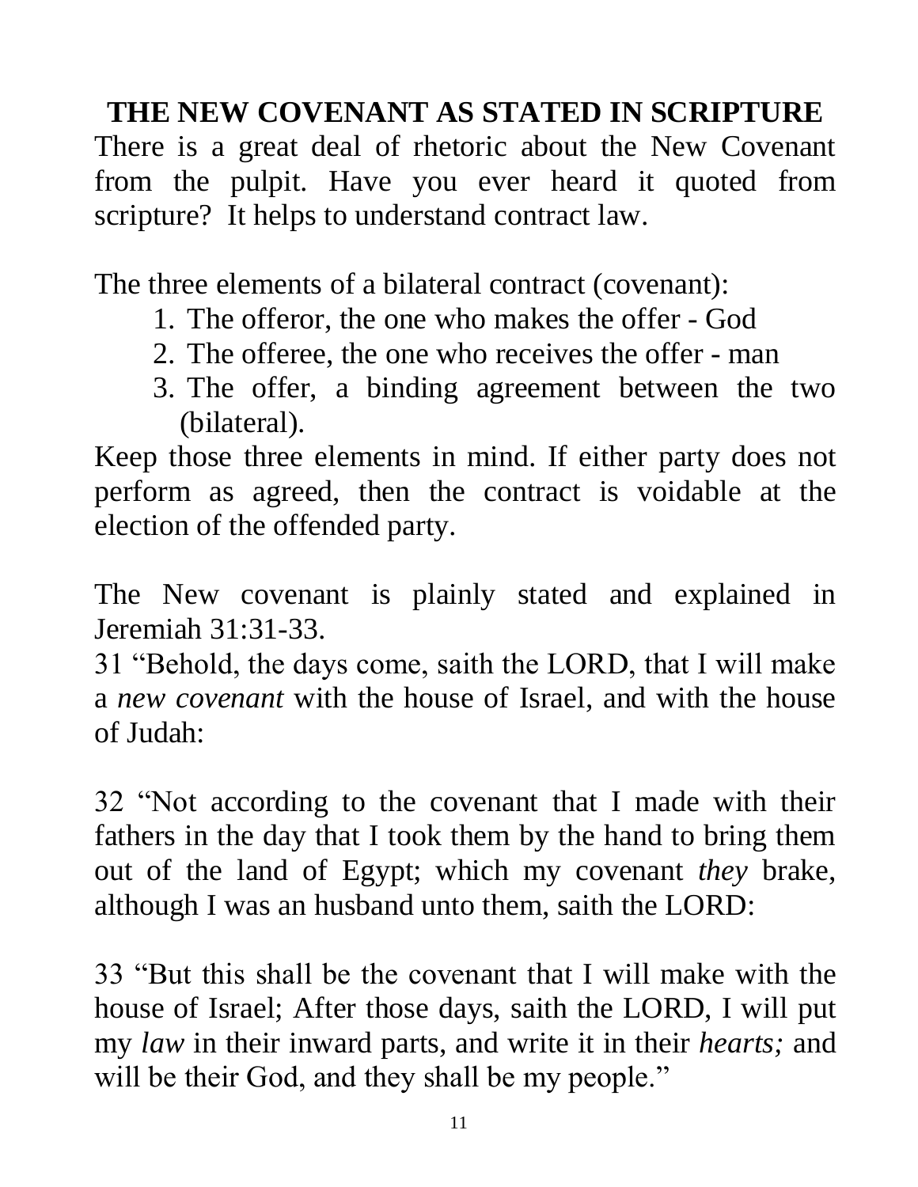## THE NEW COVENANT AS STATED IN SCRIPTURE

There is a great deal of rhetoric about the New Covenant from the pulpit. Have you ever heard it quoted from scripture? It helps to understand contract law.

The three elements of a bilateral contract (covenant):

1. The offeror, the one who makes the offer - God
2. The offeree, the one who receives the offer - man
3. The offer, a binding agreement between the two (bilateral).

Keep those three elements in mind. If either party does not perform as agreed, then the contract is voidable at the election of the offended party.

The New covenant is plainly stated and explained in Jeremiah 31:31-33.

31 "Behold, the days come, saith the LORD, that I will make a *new covenant* with the house of Israel, and with the house of Judah:

32 "Not according to the covenant that I made with their fathers in the day that I took them by the hand to bring them out of the land of Egypt; which my covenant *they* brake, although I was an husband unto them, saith the LORD:

33 "But this shall be the covenant that I will make with the house of Israel; After those days, saith the LORD, I will put my *law* in their inward parts, and write it in their *hearts;* and will be their God, and they shall be my people."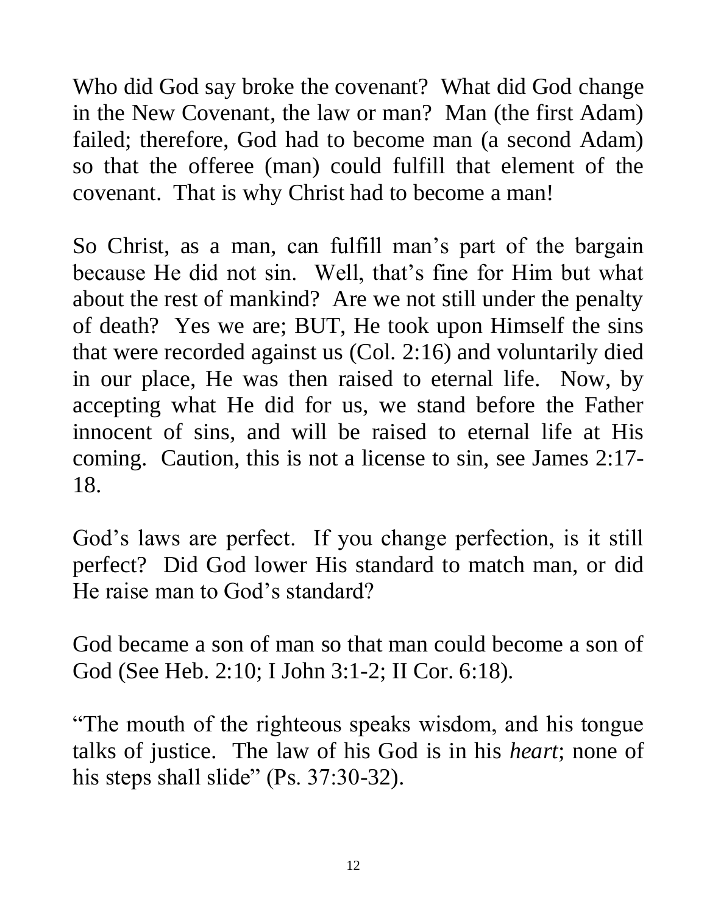Who did God say broke the covenant? What did God change in the New Covenant, the law or man? Man (the first Adam) failed; therefore, God had to become man (a second Adam) so that the offeree (man) could fulfill that element of the covenant. That is why Christ had to become a man!

So Christ, as a man, can fulfill man's part of the bargain because He did not sin. Well, that's fine for Him but what about the rest of mankind? Are we not still under the penalty of death? Yes we are; BUT, He took upon Himself the sins that were recorded against us (Col. 2:16) and voluntarily died in our place, He was then raised to eternal life. Now, by accepting what He did for us, we stand before the Father innocent of sins, and will be raised to eternal life at His coming. Caution, this is not a license to sin, see James 2:17-18.

God's laws are perfect. If you change perfection, is it still perfect? Did God lower His standard to match man, or did He raise man to God's standard?

God became a son of man so that man could become a son of God (See Heb. 2:10; I John 3:1-2; II Cor. 6:18).

"The mouth of the righteous speaks wisdom, and his tongue talks of justice. The law of his God is in his *heart*; none of his steps shall slide" (Ps. 37:30-32).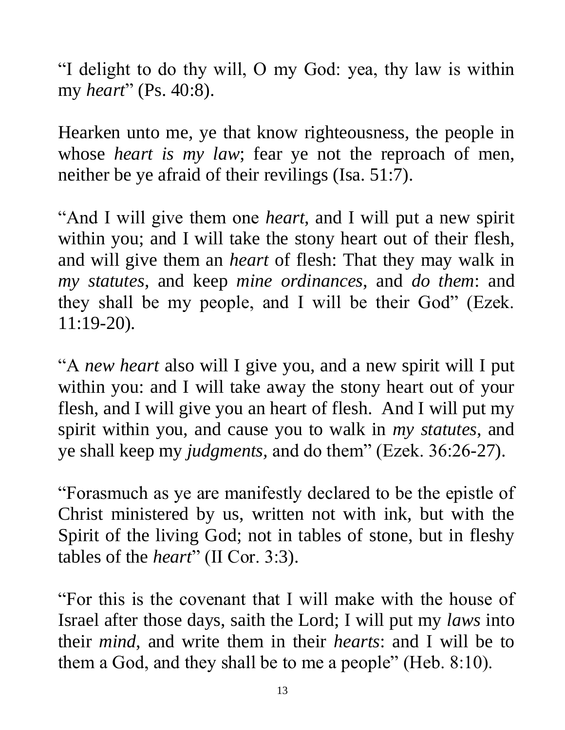"I delight to do thy will, O my God: yea, thy law is within my *heart*" (Ps. 40:8).

Hearken unto me, ye that know righteousness, the people in whose *heart is my law*; fear ye not the reproach of men, neither be ye afraid of their revilings (Isa. 51:7).

"And I will give them one *heart*, and I will put a new spirit within you; and I will take the stony heart out of their flesh, and will give them an *heart* of flesh: That they may walk in *my statutes*, and keep *mine ordinances*, and *do them*: and they shall be my people, and I will be their God" (Ezek. 11:19-20).

"A *new heart* also will I give you, and a new spirit will I put within you: and I will take away the stony heart out of your flesh, and I will give you an heart of flesh. And I will put my spirit within you, and cause you to walk in *my statutes*, and ye shall keep my *judgments*, and do them" (Ezek. 36:26-27).

"Forasmuch as ye are manifestly declared to be the epistle of Christ ministered by us, written not with ink, but with the Spirit of the living God; not in tables of stone, but in fleshy tables of the *heart*" (II Cor. 3:3).

"For this is the covenant that I will make with the house of Israel after those days, saith the Lord; I will put my *laws* into their *mind*, and write them in their *hearts*: and I will be to them a God, and they shall be to me a people" (Heb. 8:10).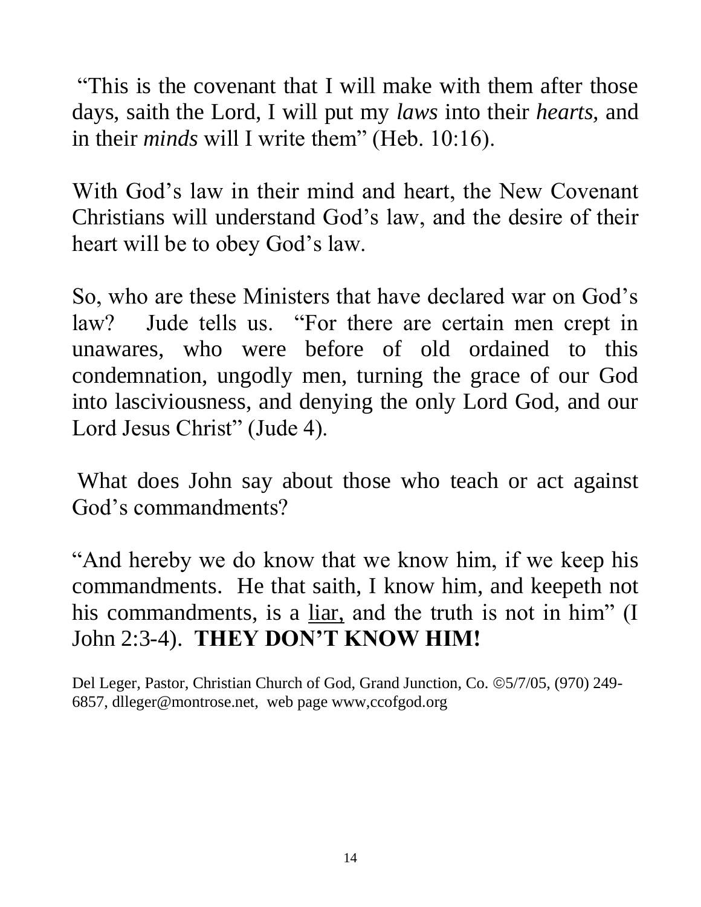"This is the covenant that I will make with them after those days, saith the Lord, I will put my *laws* into their *hearts,* and in their *minds* will I write them" (Heb. 10:16).

With God's law in their mind and heart, the New Covenant Christians will understand God's law, and the desire of their heart will be to obey God's law.

So, who are these Ministers that have declared war on God's law? Jude tells us. "For there are certain men crept in unawares, who were before of old ordained to this condemnation, ungodly men, turning the grace of our God into lasciviousness, and denying the only Lord God, and our Lord Jesus Christ" (Jude 4).

What does John say about those who teach or act against God's commandments?

"And hereby we do know that we know him, if we keep his commandments. He that saith, I know him, and keepeth not his commandments, is a <u>liar,</u> and the truth is not in him" (I John 2:3-4). **THEY DON'T KNOW HIM!**

Del Leger, Pastor, Christian Church of God, Grand Junction, Co. ©5/7/05, (970) 249-6857, dlleger@montrose.net, web page www,ccofgod.org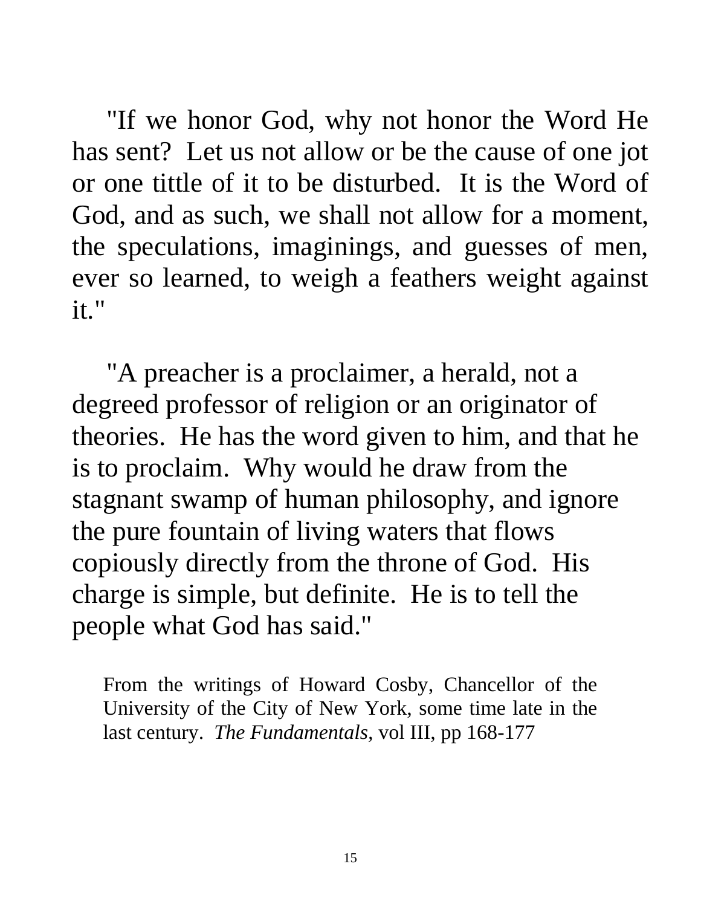"If we honor God, why not honor the Word He has sent? Let us not allow or be the cause of one jot or one tittle of it to be disturbed. It is the Word of God, and as such, we shall not allow for a moment, the speculations, imaginings, and guesses of men, ever so learned, to weigh a feathers weight against it."

"A preacher is a proclaimer, a herald, not a degreed professor of religion or an originator of theories. He has the word given to him, and that he is to proclaim. Why would he draw from the stagnant swamp of human philosophy, and ignore the pure fountain of living waters that flows copiously directly from the throne of God. His charge is simple, but definite. He is to tell the people what God has said."

From the writings of Howard Cosby, Chancellor of the University of the City of New York, some time late in the last century. *The Fundamentals,* vol III, pp 168-177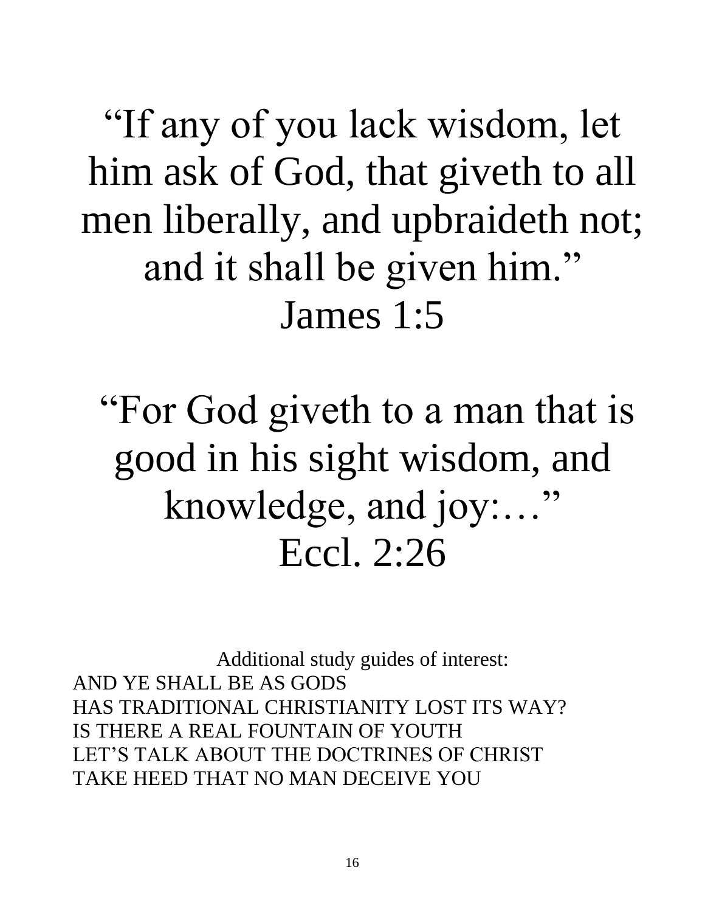"If any of you lack wisdom, let him ask of God, that giveth to all men liberally, and upbraideth not; and it shall be given him."
James 1:5

"For God giveth to a man that is good in his sight wisdom, and knowledge, and joy:…"
Eccl. 2:26

Additional study guides of interest:

AND YE SHALL BE AS GODS
HAS TRADITIONAL CHRISTIANITY LOST ITS WAY?
IS THERE A REAL FOUNTAIN OF YOUTH
LET'S TALK ABOUT THE DOCTRINES OF CHRIST
TAKE HEED THAT NO MAN DECEIVE YOU